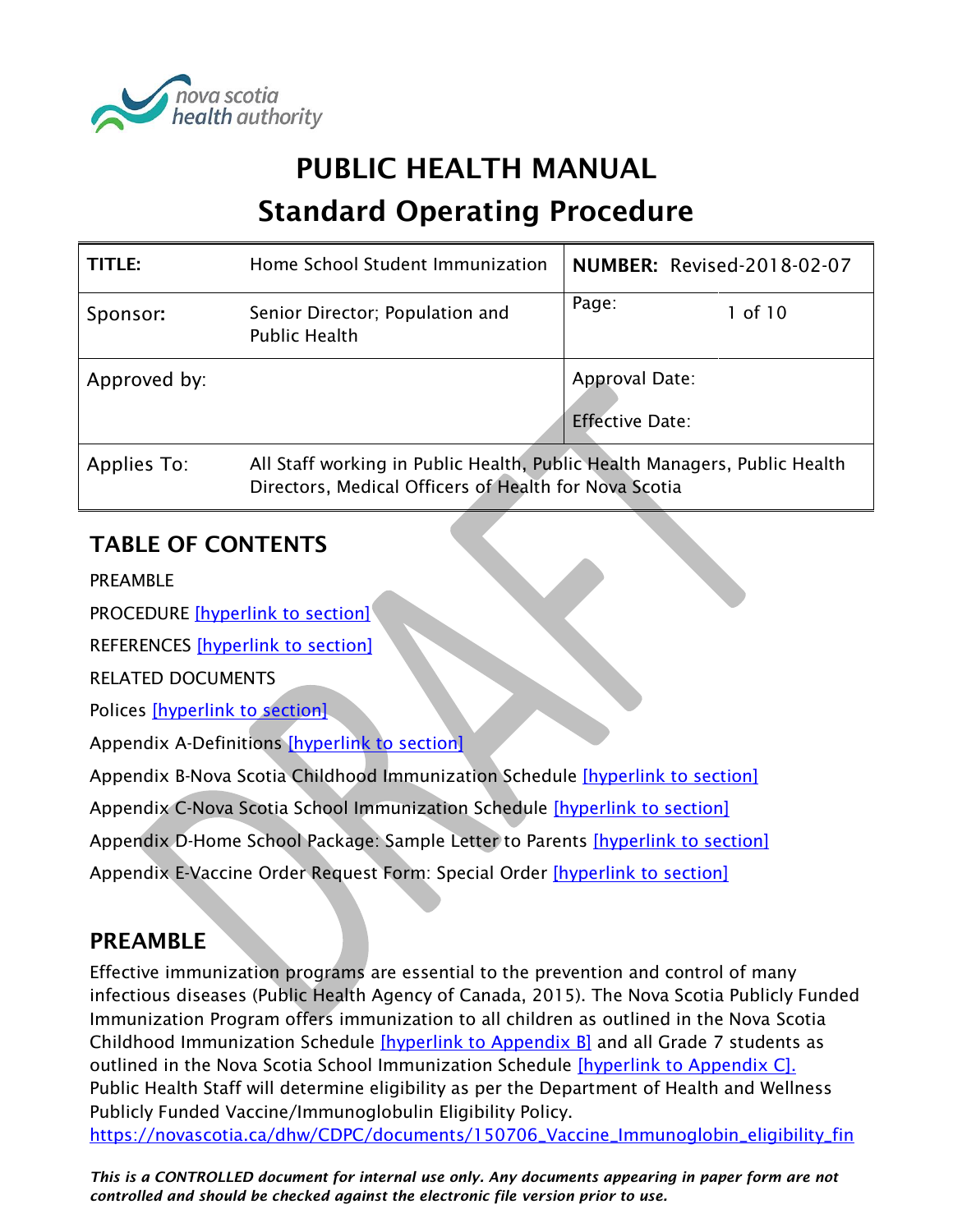nova scotia health authority

# PUBLIC HEALTH MANUAL

# Standard Operating Procedure

| TITLE: | Home School Student Immunization | NUMBER: Revised-2018-02-07 | |
|---|---|---|---|
| Sponsor: | Senior Director; Population and Public Health | Page: | 1 of 10 |
| Approved by: | | Approval Date:<br><br>Effective Date: | |
| Applies To: | All Staff working in Public Health, Public Health Managers, Public Health Directors, Medical Officers of Health for Nova Scotia | | |

## TABLE OF CONTENTS

PREAMBLE

PROCEDURE [hyperlink to section]

REFERENCES [hyperlink to section]

RELATED DOCUMENTS

Polices [hyperlink to section]

Appendix A-Definitions [hyperlink to section]

Appendix B-Nova Scotia Childhood Immunization Schedule [hyperlink to section]

Appendix C-Nova Scotia School Immunization Schedule [hyperlink to section]

Appendix D-Home School Package: Sample Letter to Parents [hyperlink to section]

Appendix E-Vaccine Order Request Form: Special Order [hyperlink to section]

## PREAMBLE

Effective immunization programs are essential to the prevention and control of many infectious diseases (Public Health Agency of Canada, 2015). The Nova Scotia Publicly Funded Immunization Program offers immunization to all children as outlined in the Nova Scotia Childhood Immunization Schedule [hyperlink to Appendix B] and all Grade 7 students as outlined in the Nova Scotia School Immunization Schedule [hyperlink to Appendix C]. Public Health Staff will determine eligibility as per the Department of Health and Wellness Publicly Funded Vaccine/Immunoglobulin Eligibility Policy. https://novascotia.ca/dhw/CDPC/documents/150706_Vaccine_Immunoglobin_eligibility_fin

*This is a CONTROLLED document for internal use only. Any documents appearing in paper form are not controlled and should be checked against the electronic file version prior to use.*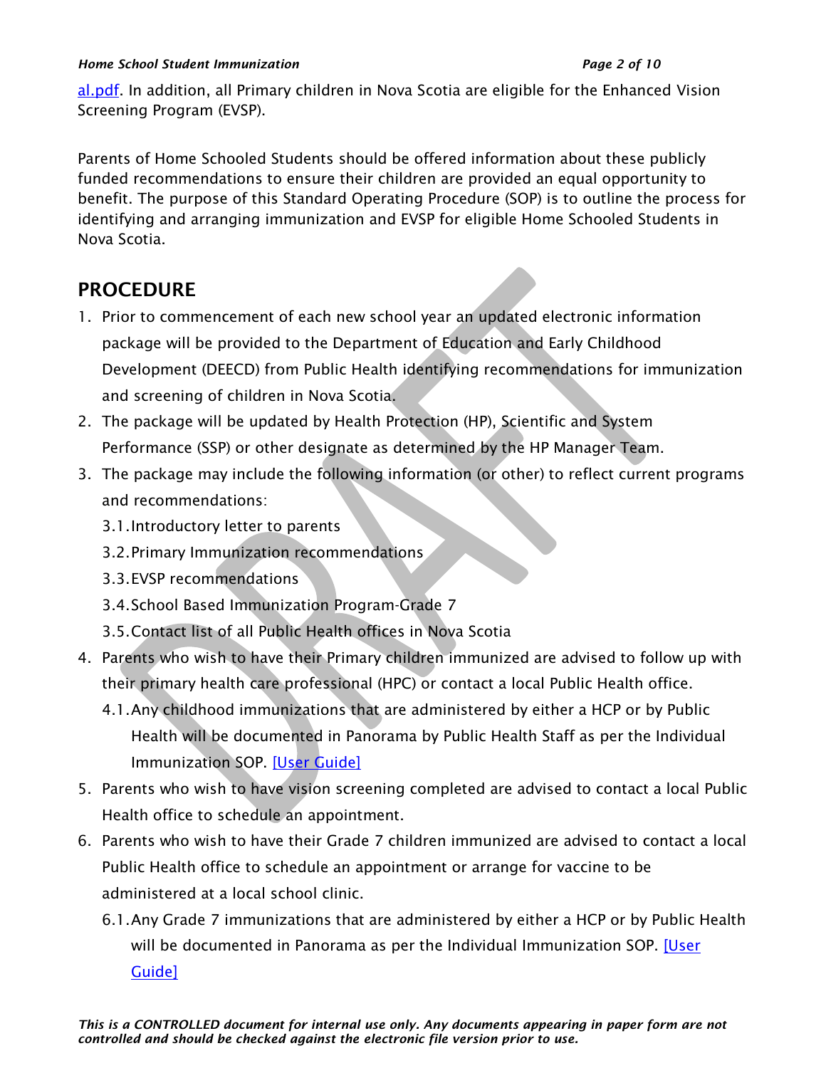al.pdf. In addition, all Primary children in Nova Scotia are eligible for the Enhanced Vision Screening Program (EVSP).

Parents of Home Schooled Students should be offered information about these publicly funded recommendations to ensure their children are provided an equal opportunity to benefit. The purpose of this Standard Operating Procedure (SOP) is to outline the process for identifying and arranging immunization and EVSP for eligible Home Schooled Students in Nova Scotia.

## PROCEDURE

1. Prior to commencement of each new school year an updated electronic information package will be provided to the Department of Education and Early Childhood Development (DEECD) from Public Health identifying recommendations for immunization and screening of children in Nova Scotia.
2. The package will be updated by Health Protection (HP), Scientific and System Performance (SSP) or other designate as determined by the HP Manager Team.
3. The package may include the following information (or other) to reflect current programs and recommendations:
   - 3.1. Introductory letter to parents
   - 3.2. Primary Immunization recommendations
   - 3.3. EVSP recommendations
   - 3.4. School Based Immunization Program-Grade 7
   - 3.5. Contact list of all Public Health offices in Nova Scotia
4. Parents who wish to have their Primary children immunized are advised to follow up with their primary health care professional (HPC) or contact a local Public Health office.
   - 4.1. Any childhood immunizations that are administered by either a HCP or by Public Health will be documented in Panorama by Public Health Staff as per the Individual Immunization SOP. [User Guide]
5. Parents who wish to have vision screening completed are advised to contact a local Public Health office to schedule an appointment.
6. Parents who wish to have their Grade 7 children immunized are advised to contact a local Public Health office to schedule an appointment or arrange for vaccine to be administered at a local school clinic.
   - 6.1. Any Grade 7 immunizations that are administered by either a HCP or by Public Health will be documented in Panorama as per the Individual Immunization SOP. [User Guide]

*This is a CONTROLLED document for internal use only. Any documents appearing in paper form are not controlled and should be checked against the electronic file version prior to use.*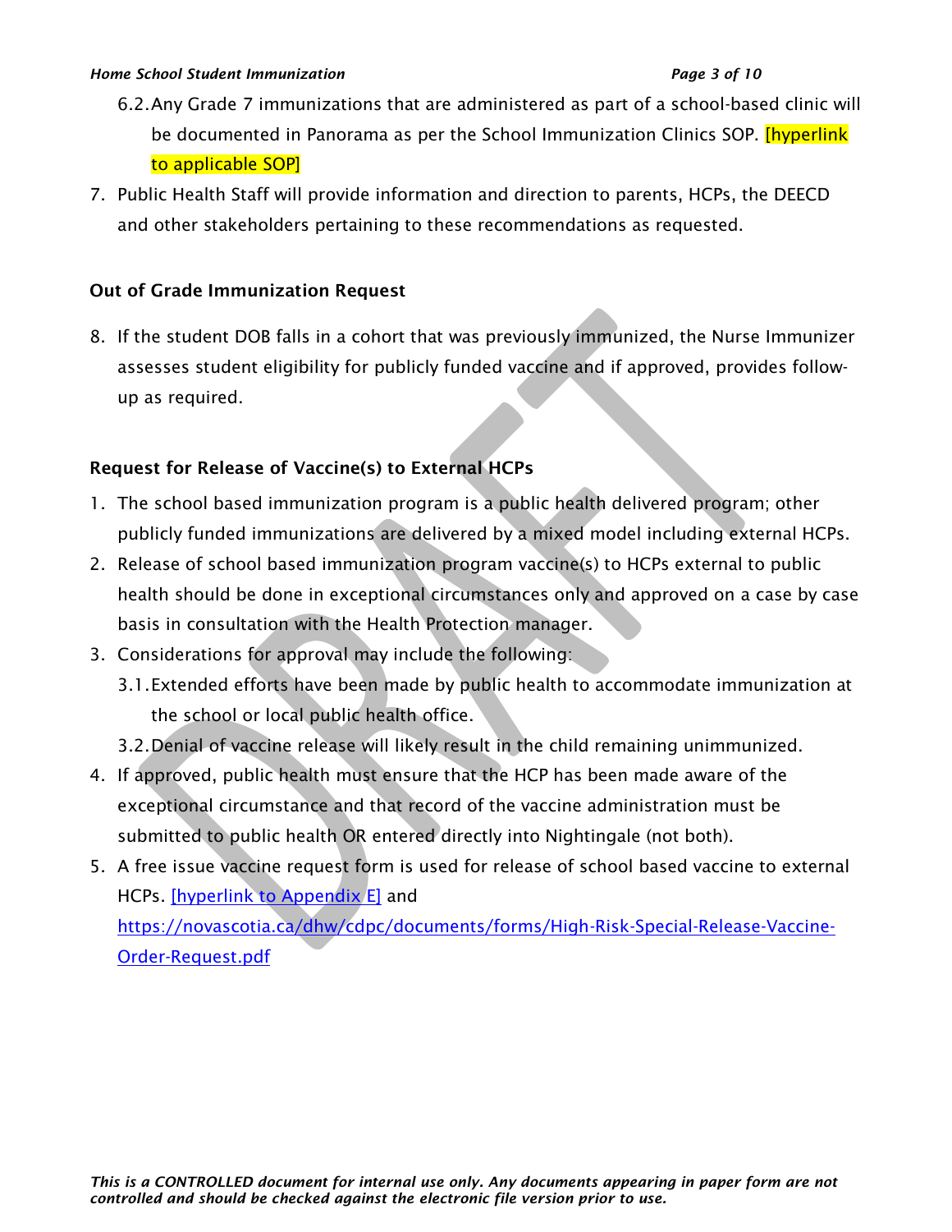6.2. Any Grade 7 immunizations that are administered as part of a school-based clinic will be documented in Panorama as per the School Immunization Clinics SOP. [hyperlink to applicable SOP]

7. Public Health Staff will provide information and direction to parents, HCPs, the DEECD and other stakeholders pertaining to these recommendations as requested.

**Out of Grade Immunization Request**

8. If the student DOB falls in a cohort that was previously immunized, the Nurse Immunizer assesses student eligibility for publicly funded vaccine and if approved, provides follow-up as required.

**Request for Release of Vaccine(s) to External HCPs**

1. The school based immunization program is a public health delivered program; other publicly funded immunizations are delivered by a mixed model including external HCPs.
2. Release of school based immunization program vaccine(s) to HCPs external to public health should be done in exceptional circumstances only and approved on a case by case basis in consultation with the Health Protection manager.
3. Considerations for approval may include the following:
   - 3.1. Extended efforts have been made by public health to accommodate immunization at the school or local public health office.
   - 3.2. Denial of vaccine release will likely result in the child remaining unimmunized.
4. If approved, public health must ensure that the HCP has been made aware of the exceptional circumstance and that record of the vaccine administration must be submitted to public health OR entered directly into Nightingale (not both).
5. A free issue vaccine request form is used for release of school based vaccine to external HCPs. [hyperlink to Appendix E] and https://novascotia.ca/dhw/cdpc/documents/forms/High-Risk-Special-Release-Vaccine-Order-Request.pdf

*This is a CONTROLLED document for internal use only. Any documents appearing in paper form are not controlled and should be checked against the electronic file version prior to use.*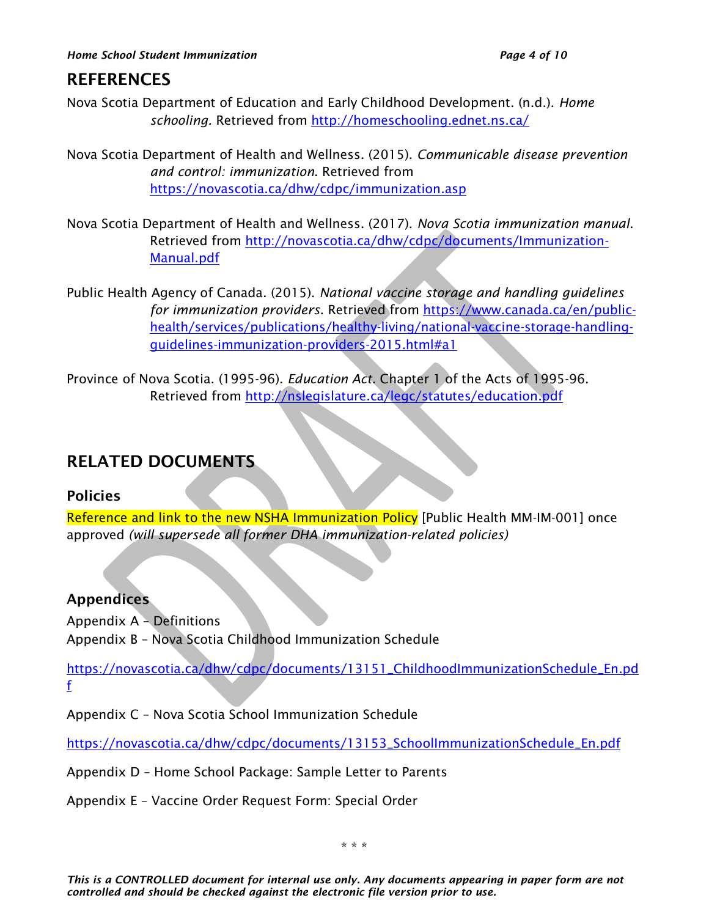## REFERENCES

Nova Scotia Department of Education and Early Childhood Development. (n.d.). *Home schooling*. Retrieved from http://homeschooling.ednet.ns.ca/

Nova Scotia Department of Health and Wellness. (2015). *Communicable disease prevention and control: immunization*. Retrieved from https://novascotia.ca/dhw/cdpc/immunization.asp

Nova Scotia Department of Health and Wellness. (2017). *Nova Scotia immunization manual*. Retrieved from http://novascotia.ca/dhw/cdpc/documents/Immunization-Manual.pdf

Public Health Agency of Canada. (2015). *National vaccine storage and handling guidelines for immunization providers*. Retrieved from https://www.canada.ca/en/public-health/services/publications/healthy-living/national-vaccine-storage-handling-guidelines-immunization-providers-2015.html#a1

Province of Nova Scotia. (1995-96). *Education Act*. Chapter 1 of the Acts of 1995-96. Retrieved from http://nslegislature.ca/legc/statutes/education.pdf

## RELATED DOCUMENTS

### Policies

Reference and link to the new NSHA Immunization Policy [Public Health MM-IM-001] once approved *(will supersede all former DHA immunization-related policies)*

### Appendices

Appendix A – Definitions
Appendix B – Nova Scotia Childhood Immunization Schedule

https://novascotia.ca/dhw/cdpc/documents/13151_ChildhoodImmunizationSchedule_En.pdf

Appendix C – Nova Scotia School Immunization Schedule

https://novascotia.ca/dhw/cdpc/documents/13153_SchoolImmunizationSchedule_En.pdf

Appendix D – Home School Package: Sample Letter to Parents

Appendix E – Vaccine Order Request Form: Special Order

\* \* \*

*This is a CONTROLLED document for internal use only. Any documents appearing in paper form are not controlled and should be checked against the electronic file version prior to use.*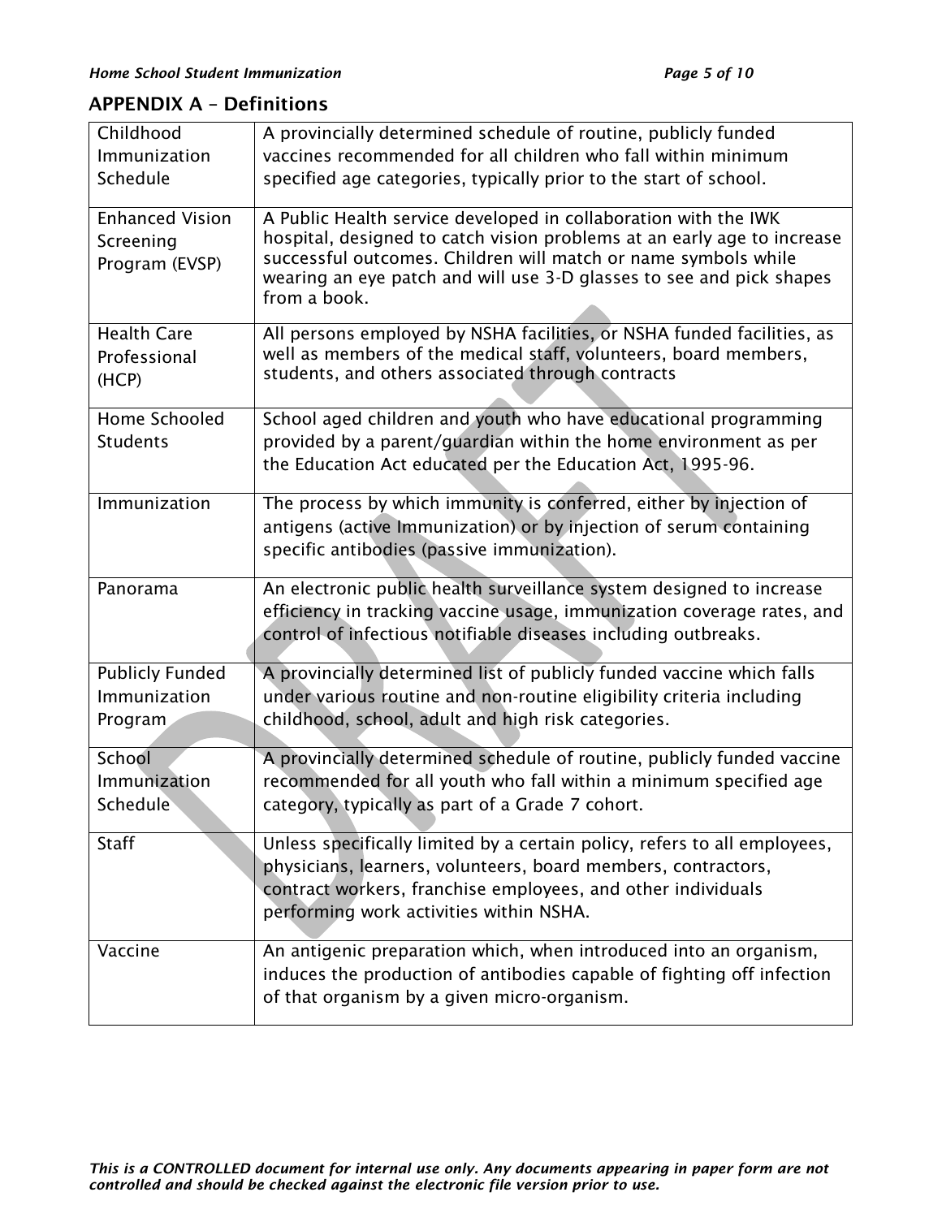## APPENDIX A – Definitions

| Term | Definition |
|---|---|
| Childhood Immunization Schedule | A provincially determined schedule of routine, publicly funded vaccines recommended for all children who fall within minimum specified age categories, typically prior to the start of school. |
| Enhanced Vision Screening Program (EVSP) | A Public Health service developed in collaboration with the IWK hospital, designed to catch vision problems at an early age to increase successful outcomes. Children will match or name symbols while wearing an eye patch and will use 3-D glasses to see and pick shapes from a book. |
| Health Care Professional (HCP) | All persons employed by NSHA facilities, or NSHA funded facilities, as well as members of the medical staff, volunteers, board members, students, and others associated through contracts |
| Home Schooled Students | School aged children and youth who have educational programming provided by a parent/guardian within the home environment as per the Education Act educated per the Education Act, 1995-96. |
| Immunization | The process by which immunity is conferred, either by injection of antigens (active Immunization) or by injection of serum containing specific antibodies (passive immunization). |
| Panorama | An electronic public health surveillance system designed to increase efficiency in tracking vaccine usage, immunization coverage rates, and control of infectious notifiable diseases including outbreaks. |
| Publicly Funded Immunization Program | A provincially determined list of publicly funded vaccine which falls under various routine and non-routine eligibility criteria including childhood, school, adult and high risk categories. |
| School Immunization Schedule | A provincially determined schedule of routine, publicly funded vaccine recommended for all youth who fall within a minimum specified age category, typically as part of a Grade 7 cohort. |
| Staff | Unless specifically limited by a certain policy, refers to all employees, physicians, learners, volunteers, board members, contractors, contract workers, franchise employees, and other individuals performing work activities within NSHA. |
| Vaccine | An antigenic preparation which, when introduced into an organism, induces the production of antibodies capable of fighting off infection of that organism by a given micro-organism. |

*This is a CONTROLLED document for internal use only. Any documents appearing in paper form are not controlled and should be checked against the electronic file version prior to use.*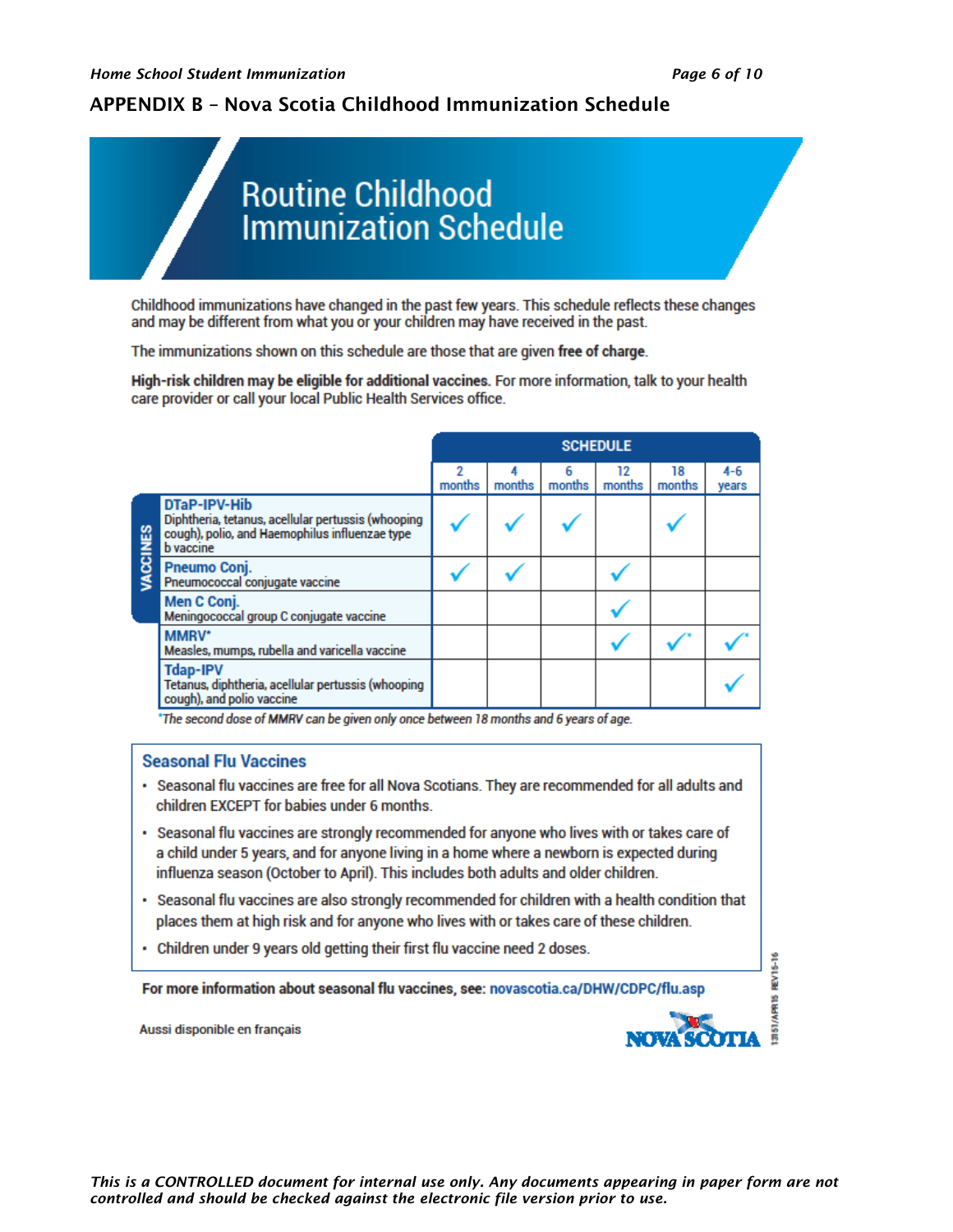## APPENDIX B – Nova Scotia Childhood Immunization Schedule

# Routine Childhood Immunization Schedule

Childhood immunizations have changed in the past few years. This schedule reflects these changes and may be different from what you or your children may have received in the past.

The immunizations shown on this schedule are those that are given **free of charge**.

**High-risk children may be eligible for additional vaccines.** For more information, talk to your health care provider or call your local Public Health Services office.

| VACCINES | SCHEDULE | | | | | |
|---|---|---|---|---|---|---|
| | 2 months | 4 months | 6 months | 12 months | 18 months | 4-6 years |
| **DTaP-IPV-Hib** Diphtheria, tetanus, acellular pertussis (whooping cough), polio, and Haemophilus influenzae type b vaccine | ✓ | ✓ | ✓ | | ✓ | |
| **Pneumo Conj.** Pneumococcal conjugate vaccine | ✓ | ✓ | | ✓ | | |
| **Men C Conj.** Meningococcal group C conjugate vaccine | | | | ✓ | | |
| **MMRV*** Measles, mumps, rubella and varicella vaccine | | | | ✓ | ✓* | ✓* |
| **Tdap-IPV** Tetanus, diphtheria, acellular pertussis (whooping cough), and polio vaccine | | | | | | ✓ |

*The second dose of MMRV can be given only once between 18 months and 6 years of age.*

### Seasonal Flu Vaccines

- Seasonal flu vaccines are free for all Nova Scotians. They are recommended for all adults and children EXCEPT for babies under 6 months.
- Seasonal flu vaccines are strongly recommended for anyone who lives with or takes care of a child under 5 years, and for anyone living in a home where a newborn is expected during influenza season (October to April). This includes both adults and older children.
- Seasonal flu vaccines are also strongly recommended for children with a health condition that places them at high risk and for anyone who lives with or takes care of these children.
- Children under 9 years old getting their first flu vaccine need 2 doses.

**For more information about seasonal flu vaccines, see:** novascotia.ca/DHW/CDPC/flu.asp

Aussi disponible en français

NOVA SCOTIA

13151/APR15 REV15-16

*This is a CONTROLLED document for internal use only. Any documents appearing in paper form are not controlled and should be checked against the electronic file version prior to use.*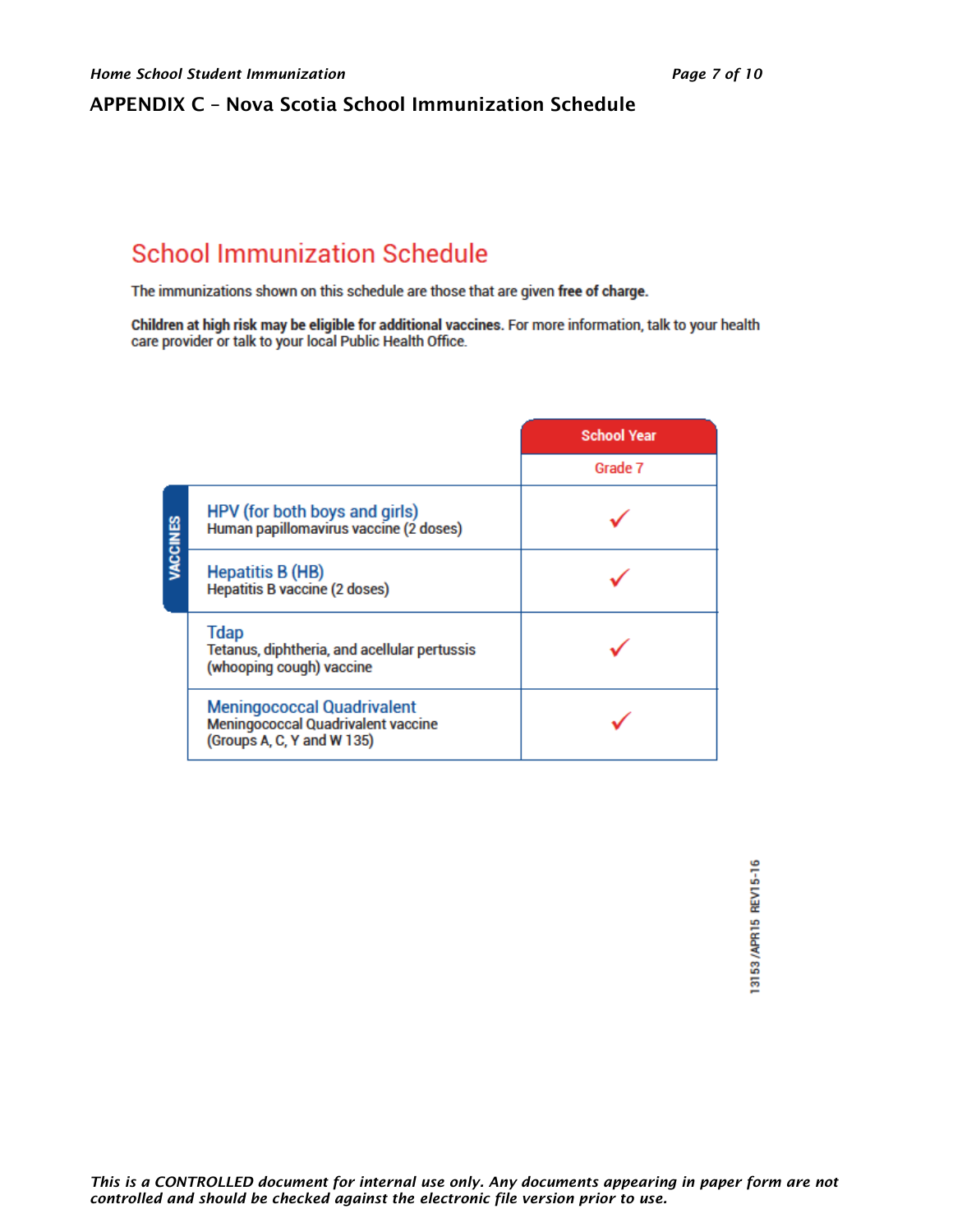## APPENDIX C – Nova Scotia School Immunization Schedule

# School Immunization Schedule

The immunizations shown on this schedule are those that are given **free of charge.**

**Children at high risk may be eligible for additional vaccines.** For more information, talk to your health care provider or talk to your local Public Health Office.

| VACCINES | School Year Grade 7 |
|---|---|
| **HPV (for both boys and girls)** Human papillomavirus vaccine (2 doses) | ✓ |
| **Hepatitis B (HB)** Hepatitis B vaccine (2 doses) | ✓ |
| **Tdap** Tetanus, diphtheria, and acellular pertussis (whooping cough) vaccine | ✓ |
| **Meningococcal Quadrivalent** Meningococcal Quadrivalent vaccine (Groups A, C, Y and W 135) | ✓ |

13153/APR15 REV15-16

*This is a CONTROLLED document for internal use only. Any documents appearing in paper form are not controlled and should be checked against the electronic file version prior to use.*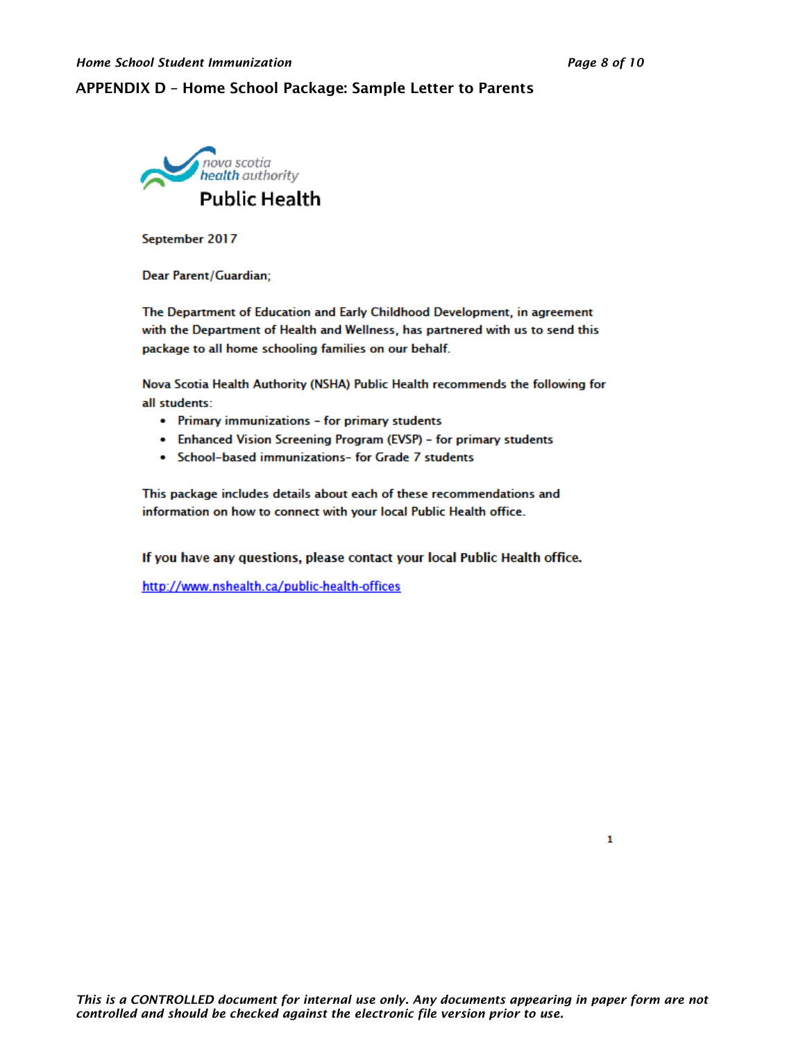## APPENDIX D – Home School Package: Sample Letter to Parents

nova scotia health authority

**Public Health**

September 2017

Dear Parent/Guardian;

The Department of Education and Early Childhood Development, in agreement with the Department of Health and Wellness, has partnered with us to send this package to all home schooling families on our behalf.

Nova Scotia Health Authority (NSHA) Public Health recommends the following for all students:

- Primary immunizations – for primary students
- Enhanced Vision Screening Program (EVSP) – for primary students
- School-based immunizations- for Grade 7 students

This package includes details about each of these recommendations and information on how to connect with your local Public Health office.

**If you have any questions, please contact your local Public Health office.**

http://www.nshealth.ca/public-health-offices

*This is a CONTROLLED document for internal use only. Any documents appearing in paper form are not controlled and should be checked against the electronic file version prior to use.*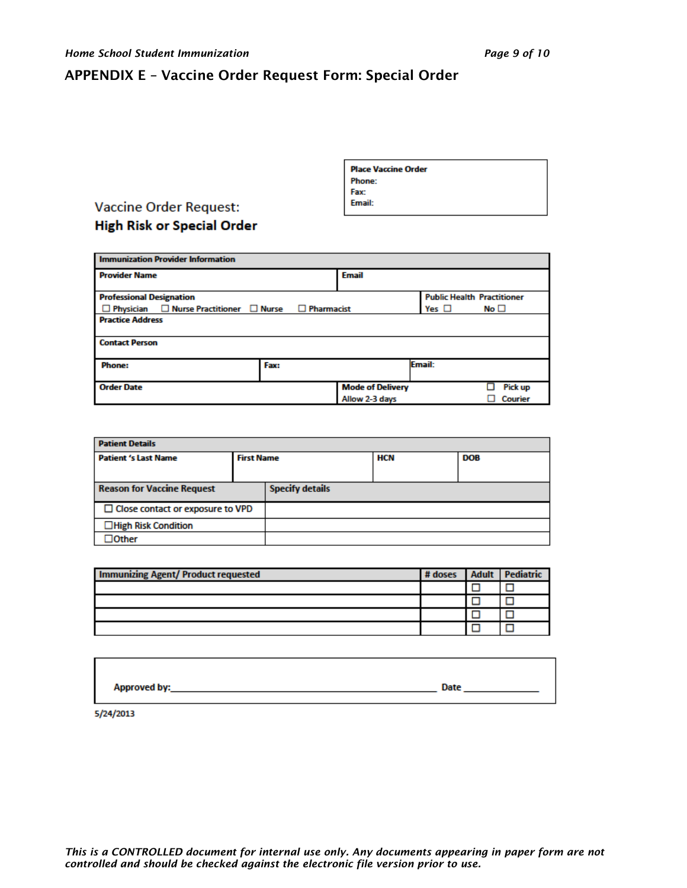## APPENDIX E – Vaccine Order Request Form: Special Order

**Place Vaccine Order**
**Phone:**
**Fax:**
**Email:**

Vaccine Order Request:
**High Risk or Special Order**

| **Immunization Provider Information** | | | |
|---|---|---|---|
| **Provider Name** | | **Email** | |
| **Professional Designation** ☐ Physician ☐ Nurse Practitioner ☐ Nurse ☐ Pharmacist | | | **Public Health Practitioner** Yes ☐ No ☐ |
| **Practice Address** | | | |
| **Contact Person** | | | |
| **Phone:** | **Fax:** | | **Email:** |
| **Order Date** | | **Mode of Delivery** Allow 2-3 days | ☐ Pick up ☐ Courier |

| **Patient Details** | | | |
|---|---|---|---|
| **Patient 's Last Name** | **First Name** | **HCN** | **DOB** |
| | | | |

| **Reason for Vaccine Request** | **Specify details** |
|---|---|
| ☐ Close contact or exposure to VPD | |
| ☐High Risk Condition | |
| ☐Other | |

| **Immunizing Agent/ Product requested** | **# doses** | **Adult** | **Pediatric** |
|---|---|---|---|
| | | ☐ | ☐ |
| | | ☐ | ☐ |
| | | ☐ | ☐ |
| | | ☐ | ☐ |

**Approved by:**______________________________ **Date** ____________

5/24/2013

*This is a CONTROLLED document for internal use only. Any documents appearing in paper form are not controlled and should be checked against the electronic file version prior to use.*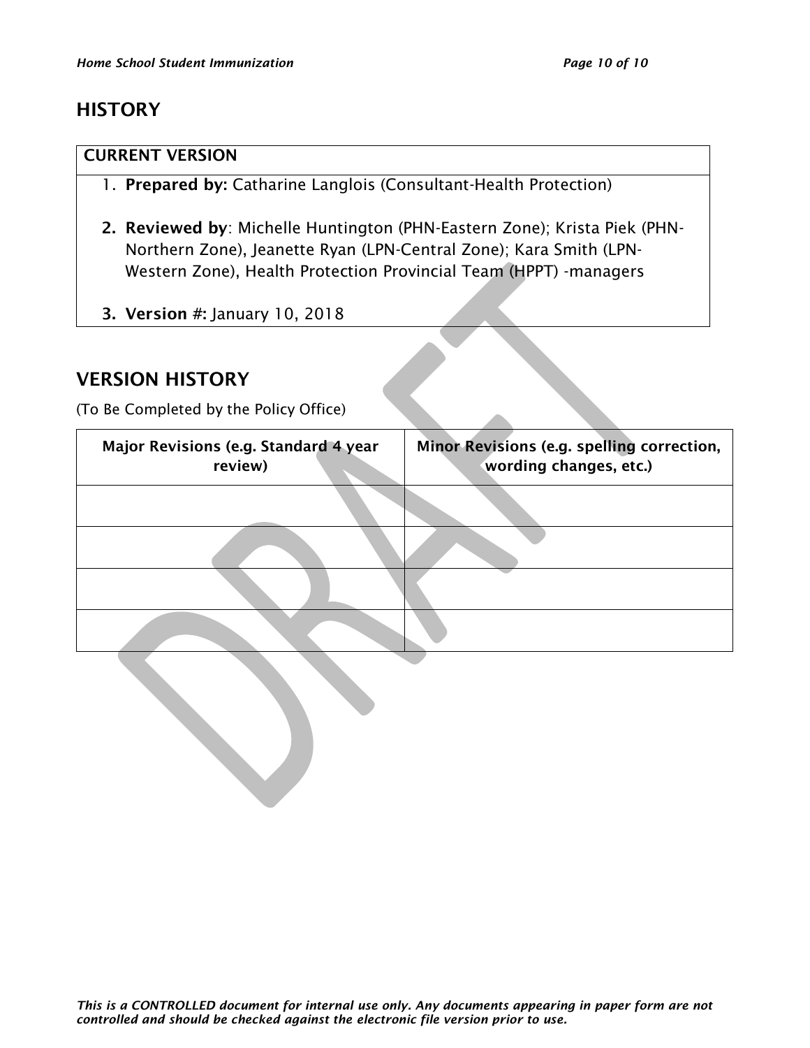## HISTORY

| CURRENT VERSION |
|---|
| 1. **Prepared by:** Catharine Langlois (Consultant-Health Protection)<br><br>2. **Reviewed by**: Michelle Huntington (PHN-Eastern Zone); Krista Piek (PHN-Northern Zone), Jeanette Ryan (LPN-Central Zone); Kara Smith (LPN-Western Zone), Health Protection Provincial Team (HPPT) -managers<br><br>3. **Version #:** January 10, 2018 |

## VERSION HISTORY

(To Be Completed by the Policy Office)

| Major Revisions (e.g. Standard 4 year review) | Minor Revisions (e.g. spelling correction, wording changes, etc.) |
|---|---|
| | |
| | |
| | |
| | |

DRAFT

*This is a CONTROLLED document for internal use only. Any documents appearing in paper form are not controlled and should be checked against the electronic file version prior to use.*